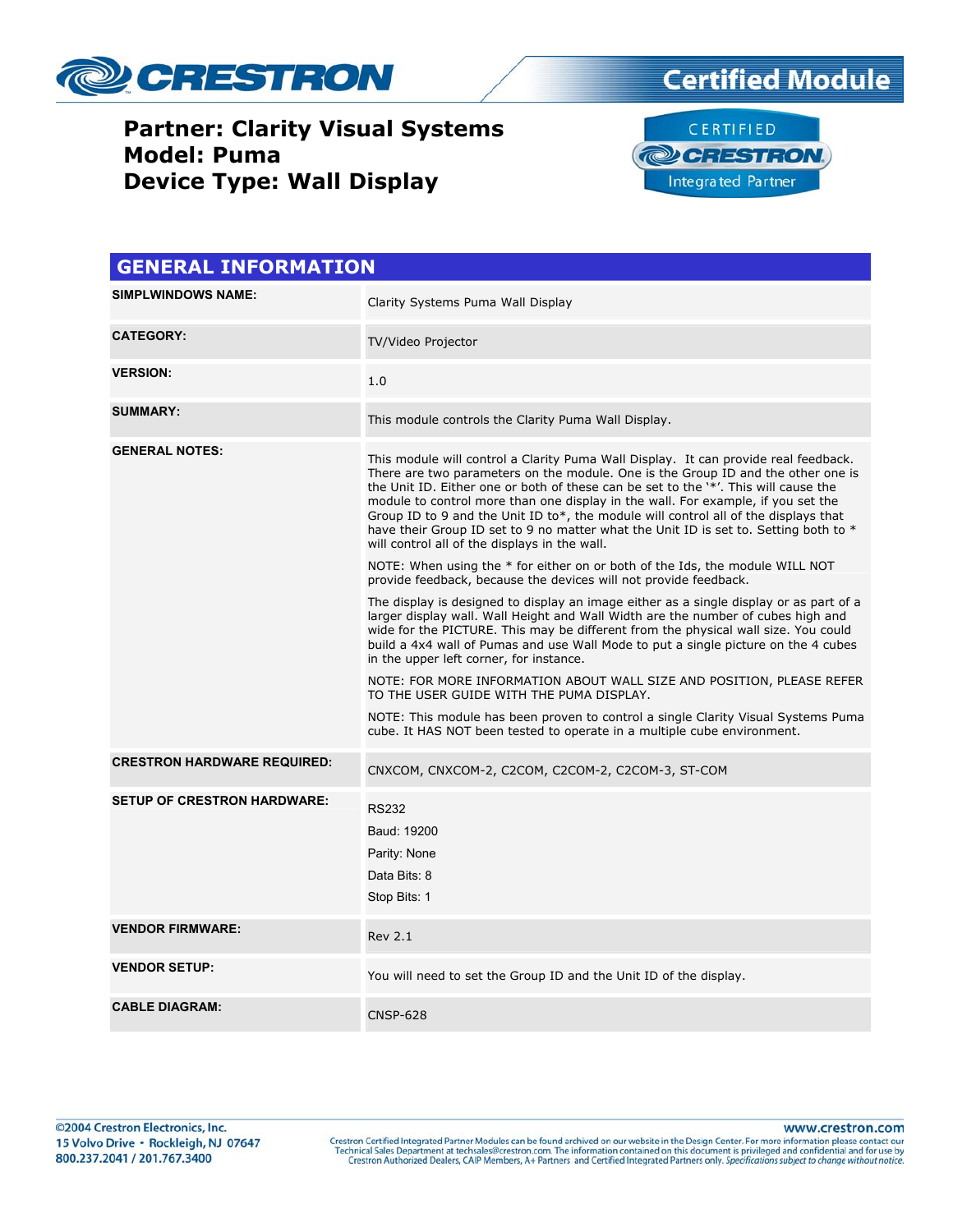# Partner: Clarity Visual Systems
# Model: Puma
# Device Type: Wall Display

## GENERAL INFORMATION

| | |
|---|---|
| **SIMPLWINDOWS NAME:** | Clarity Systems Puma Wall Display |
| **CATEGORY:** | TV/Video Projector |
| **VERSION:** | 1.0 |
| **SUMMARY:** | This module controls the Clarity Puma Wall Display. |
| **GENERAL NOTES:** | This module will control a Clarity Puma Wall Display. It can provide real feedback. There are two parameters on the module. One is the Group ID and the other one is the Unit ID. Either one or both of these can be set to the '*'. This will cause the module to control more than one display in the wall. For example, if you set the Group ID to 9 and the Unit ID to*, the module will control all of the displays that have their Group ID set to 9 no matter what the Unit ID is set to. Setting both to * will control all of the displays in the wall.<br><br>NOTE: When using the * for either on or both of the Ids, the module WILL NOT provide feedback, because the devices will not provide feedback.<br><br>The display is designed to display an image either as a single display or as part of a larger display wall. Wall Height and Wall Width are the number of cubes high and wide for the PICTURE. This may be different from the physical wall size. You could build a 4x4 wall of Pumas and use Wall Mode to put a single picture on the 4 cubes in the upper left corner, for instance.<br><br>NOTE: FOR MORE INFORMATION ABOUT WALL SIZE AND POSITION, PLEASE REFER TO THE USER GUIDE WITH THE PUMA DISPLAY.<br><br>NOTE: This module has been proven to control a single Clarity Visual Systems Puma cube. It HAS NOT been tested to operate in a multiple cube environment. |
| **CRESTRON HARDWARE REQUIRED:** | CNXCOM, CNXCOM-2, C2COM, C2COM-2, C2COM-3, ST-COM |
| **SETUP OF CRESTRON HARDWARE:** | RS232<br>Baud: 19200<br>Parity: None<br>Data Bits: 8<br>Stop Bits: 1 |
| **VENDOR FIRMWARE:** | Rev 2.1 |
| **VENDOR SETUP:** | You will need to set the Group ID and the Unit ID of the display. |
| **CABLE DIAGRAM:** | CNSP-628 |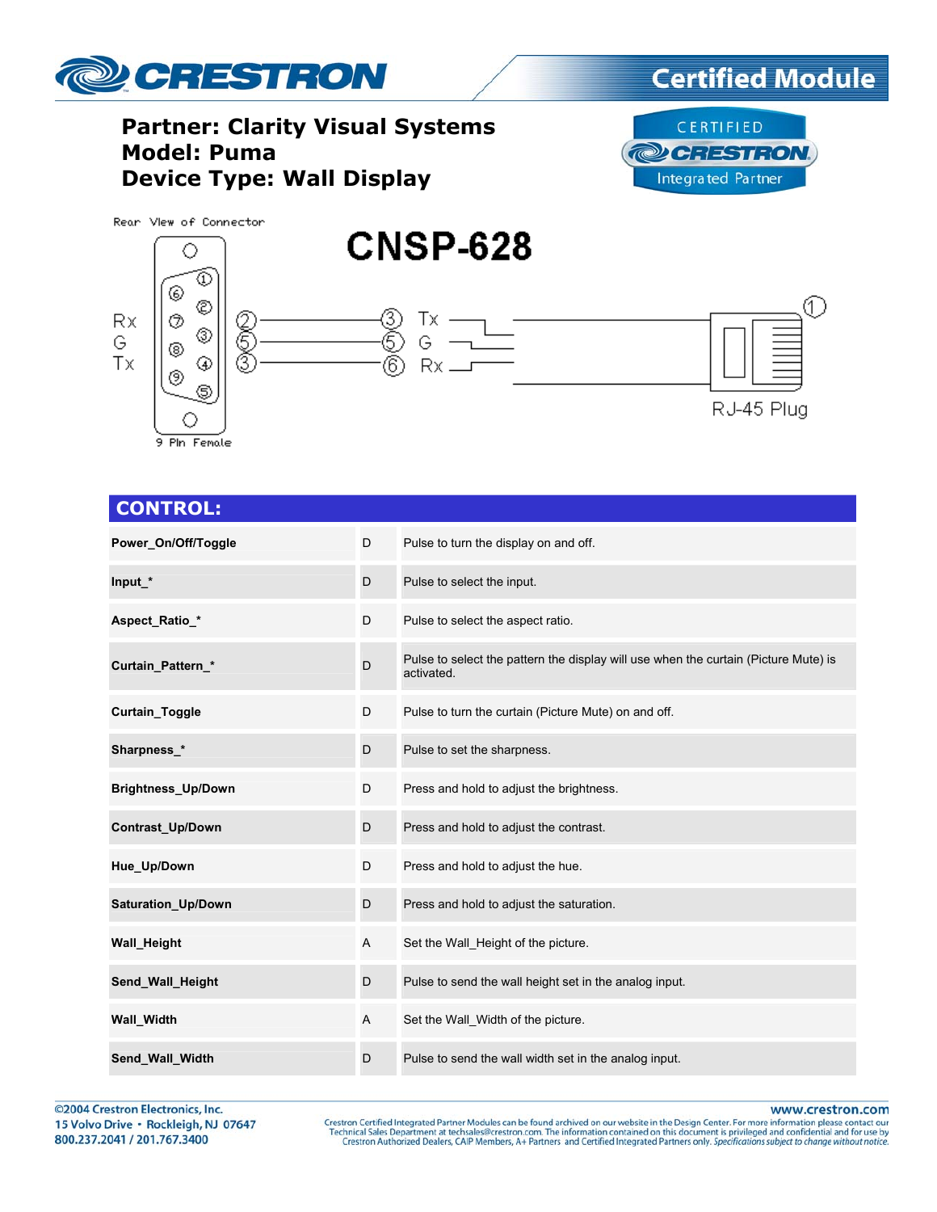# Partner: Clarity Visual Systems
# Model: Puma
# Device Type: Wall Display

Rear View of Connector

CNSP-628

| 9 Pin Female | | RJ-45 Plug | |
|---|---|---|---|
| Rx | 2 | 3 | Tx |
| G | 5 | 5 | G |
| Tx | 3 | 6 | Rx |

## CONTROL:

| | | |
|---|---|---|
| **Power_On/Off/Toggle** | D | Pulse to turn the display on and off. |
| **Input_*** | D | Pulse to select the input. |
| **Aspect_Ratio_*** | D | Pulse to select the aspect ratio. |
| **Curtain_Pattern_*** | D | Pulse to select the pattern the display will use when the curtain (Picture Mute) is activated. |
| **Curtain_Toggle** | D | Pulse to turn the curtain (Picture Mute) on and off. |
| **Sharpness_*** | D | Pulse to set the sharpness. |
| **Brightness_Up/Down** | D | Press and hold to adjust the brightness. |
| **Contrast_Up/Down** | D | Press and hold to adjust the contrast. |
| **Hue_Up/Down** | D | Press and hold to adjust the hue. |
| **Saturation_Up/Down** | D | Press and hold to adjust the saturation. |
| **Wall_Height** | A | Set the Wall_Height of the picture. |
| **Send_Wall_Height** | D | Pulse to send the wall height set in the analog input. |
| **Wall_Width** | A | Set the Wall_Width of the picture. |
| **Send_Wall_Width** | D | Pulse to send the wall width set in the analog input. |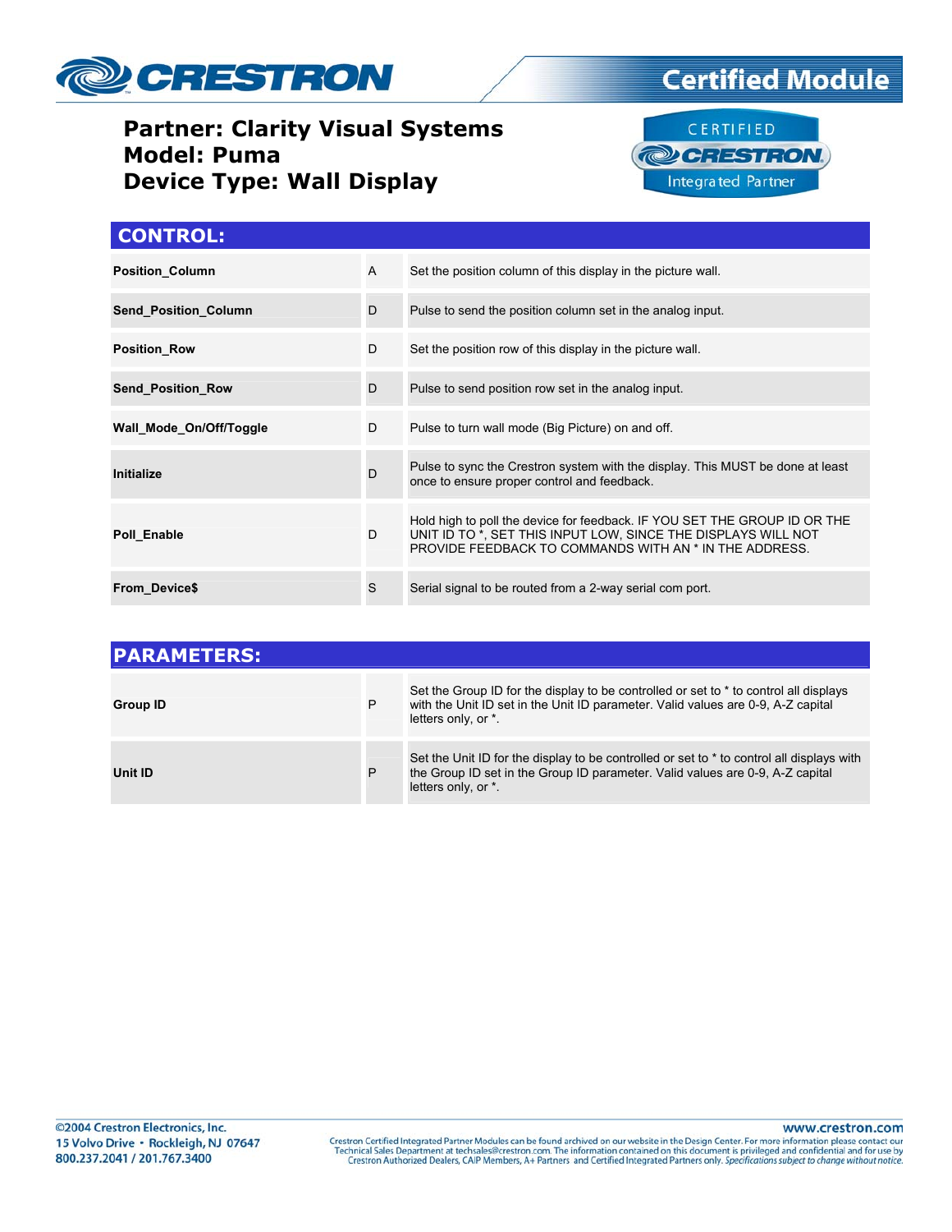**Partner: Clarity Visual Systems**
**Model: Puma**
**Device Type: Wall Display**

## CONTROL:

| | | |
|---|---|---|
| **Position_Column** | A | Set the position column of this display in the picture wall. |
| **Send_Position_Column** | D | Pulse to send the position column set in the analog input. |
| **Position_Row** | D | Set the position row of this display in the picture wall. |
| **Send_Position_Row** | D | Pulse to send position row set in the analog input. |
| **Wall_Mode_On/Off/Toggle** | D | Pulse to turn wall mode (Big Picture) on and off. |
| **Initialize** | D | Pulse to sync the Crestron system with the display. This MUST be done at least once to ensure proper control and feedback. |
| **Poll_Enable** | D | Hold high to poll the device for feedback. IF YOU SET THE GROUP ID OR THE UNIT ID TO *, SET THIS INPUT LOW, SINCE THE DISPLAYS WILL NOT PROVIDE FEEDBACK TO COMMANDS WITH AN * IN THE ADDRESS. |
| **From_Device$** | S | Serial signal to be routed from a 2-way serial com port. |

## PARAMETERS:

| | | |
|---|---|---|
| **Group ID** | P | Set the Group ID for the display to be controlled or set to * to control all displays with the Unit ID set in the Unit ID parameter. Valid values are 0-9, A-Z capital letters only, or *. |
| **Unit ID** | P | Set the Unit ID for the display to be controlled or set to * to control all displays with the Group ID set in the Group ID parameter. Valid values are 0-9, A-Z capital letters only, or *. |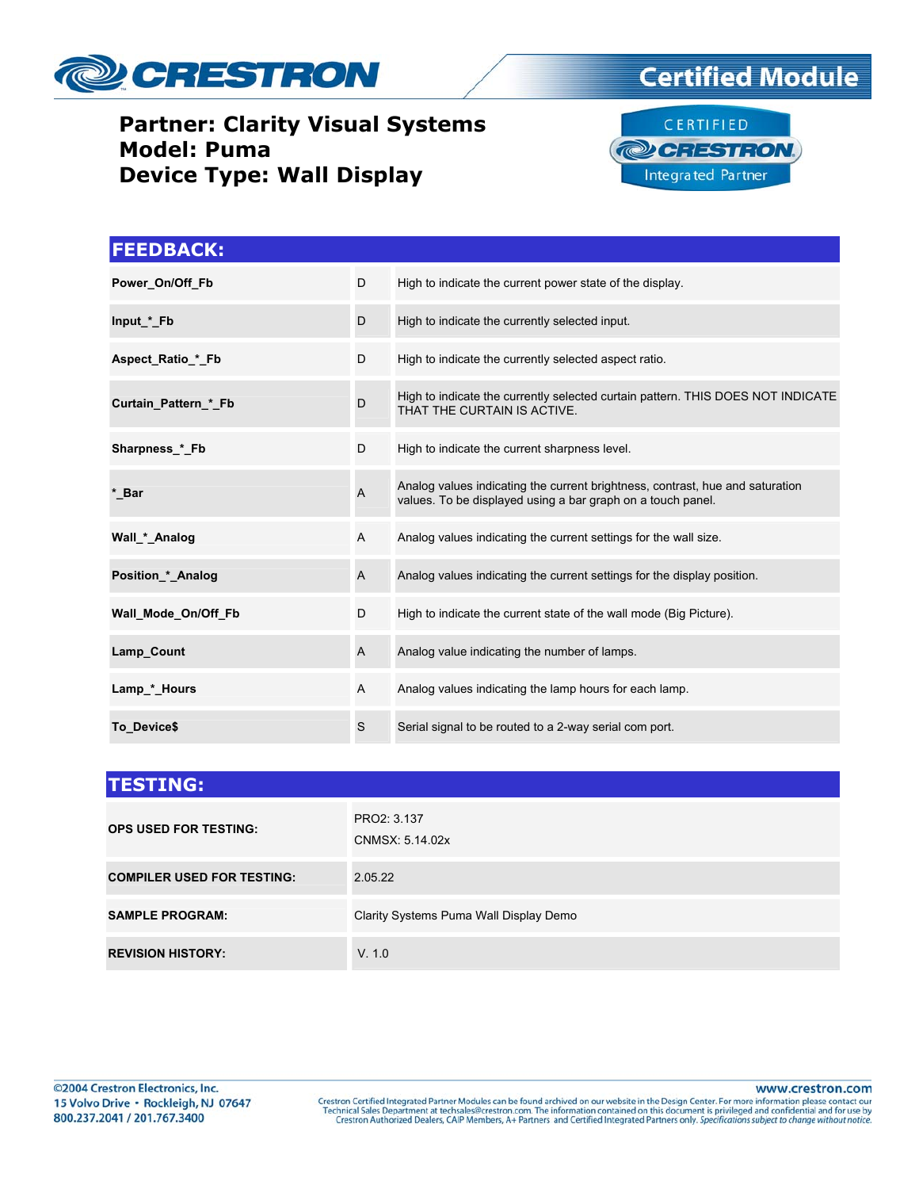Partner: Clarity Visual Systems
Model: Puma
Device Type: Wall Display

## FEEDBACK:

| | | |
|---|---|---|
| **Power_On/Off_Fb** | D | High to indicate the current power state of the display. |
| **Input_*_Fb** | D | High to indicate the currently selected input. |
| **Aspect_Ratio_*_Fb** | D | High to indicate the currently selected aspect ratio. |
| **Curtain_Pattern_*_Fb** | D | High to indicate the currently selected curtain pattern. THIS DOES NOT INDICATE THAT THE CURTAIN IS ACTIVE. |
| **Sharpness_*_Fb** | D | High to indicate the current sharpness level. |
| ***_Bar** | A | Analog values indicating the current brightness, contrast, hue and saturation values. To be displayed using a bar graph on a touch panel. |
| **Wall_*_Analog** | A | Analog values indicating the current settings for the wall size. |
| **Position_*_Analog** | A | Analog values indicating the current settings for the display position. |
| **Wall_Mode_On/Off_Fb** | D | High to indicate the current state of the wall mode (Big Picture). |
| **Lamp_Count** | A | Analog value indicating the number of lamps. |
| **Lamp_*_Hours** | A | Analog values indicating the lamp hours for each lamp. |
| **To_Device$** | S | Serial signal to be routed to a 2-way serial com port. |

## TESTING:

| | |
|---|---|
| **OPS USED FOR TESTING:** | PRO2: 3.137<br>CNMSX: 5.14.02x |
| **COMPILER USED FOR TESTING:** | 2.05.22 |
| **SAMPLE PROGRAM:** | Clarity Systems Puma Wall Display Demo |
| **REVISION HISTORY:** | V. 1.0 |